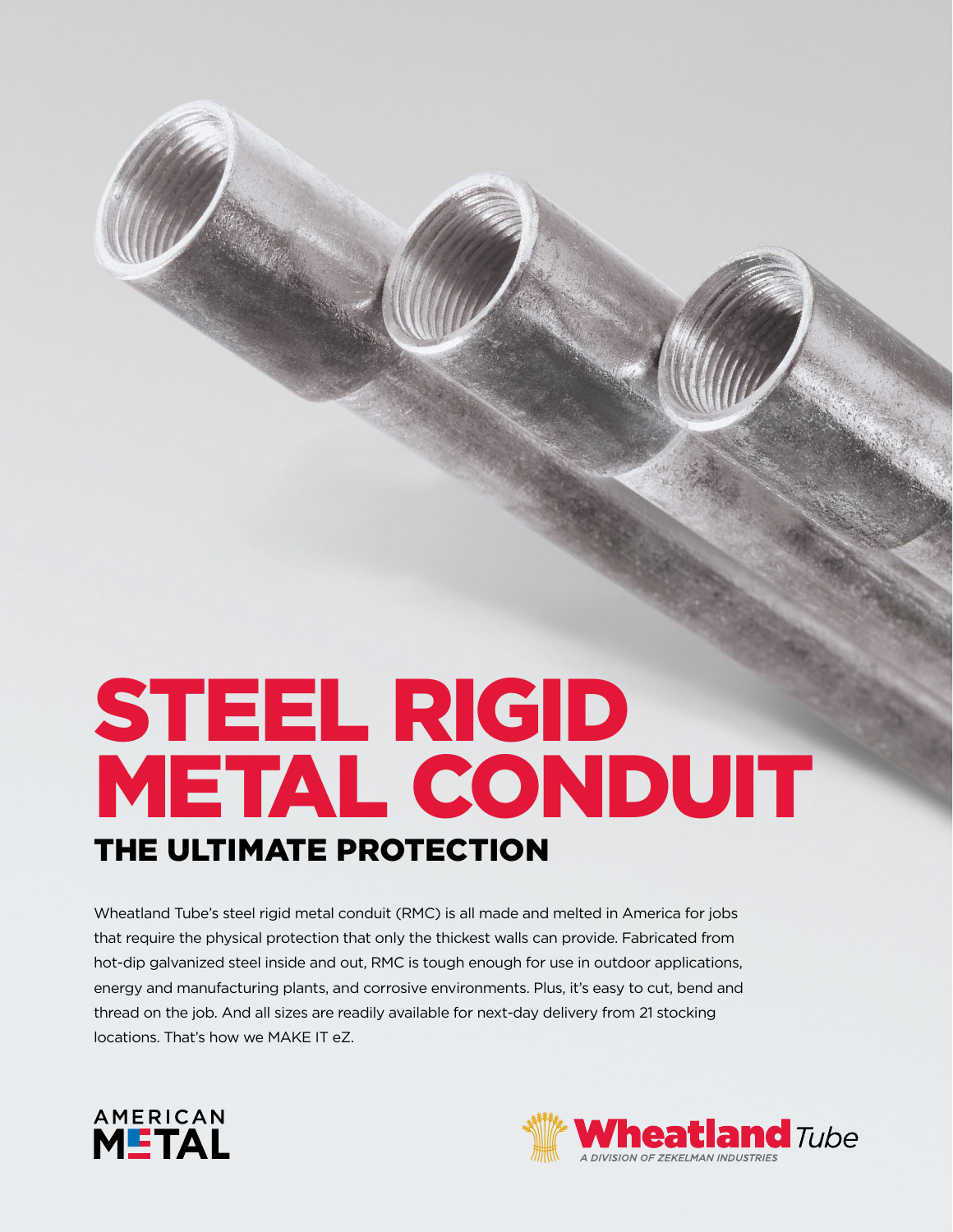# STEEL RIGID METAL CONDUIT

## THE ULTIMATE PROTECTION

Wheatland Tube's steel rigid metal conduit (RMC) is all made and melted in America for jobs that require the physical protection that only the thickest walls can provide. Fabricated from hot-dip galvanized steel inside and out, RMC is tough enough for use in outdoor applications, energy and manufacturing plants, and corrosive environments. Plus, it's easy to cut, bend and thread on the job. And all sizes are readily available for next-day delivery from 21 stocking locations. That's how we MAKE IT eZ.

AMERICAN METAL

Wheatland Tube
*A DIVISION OF ZEKELMAN INDUSTRIES*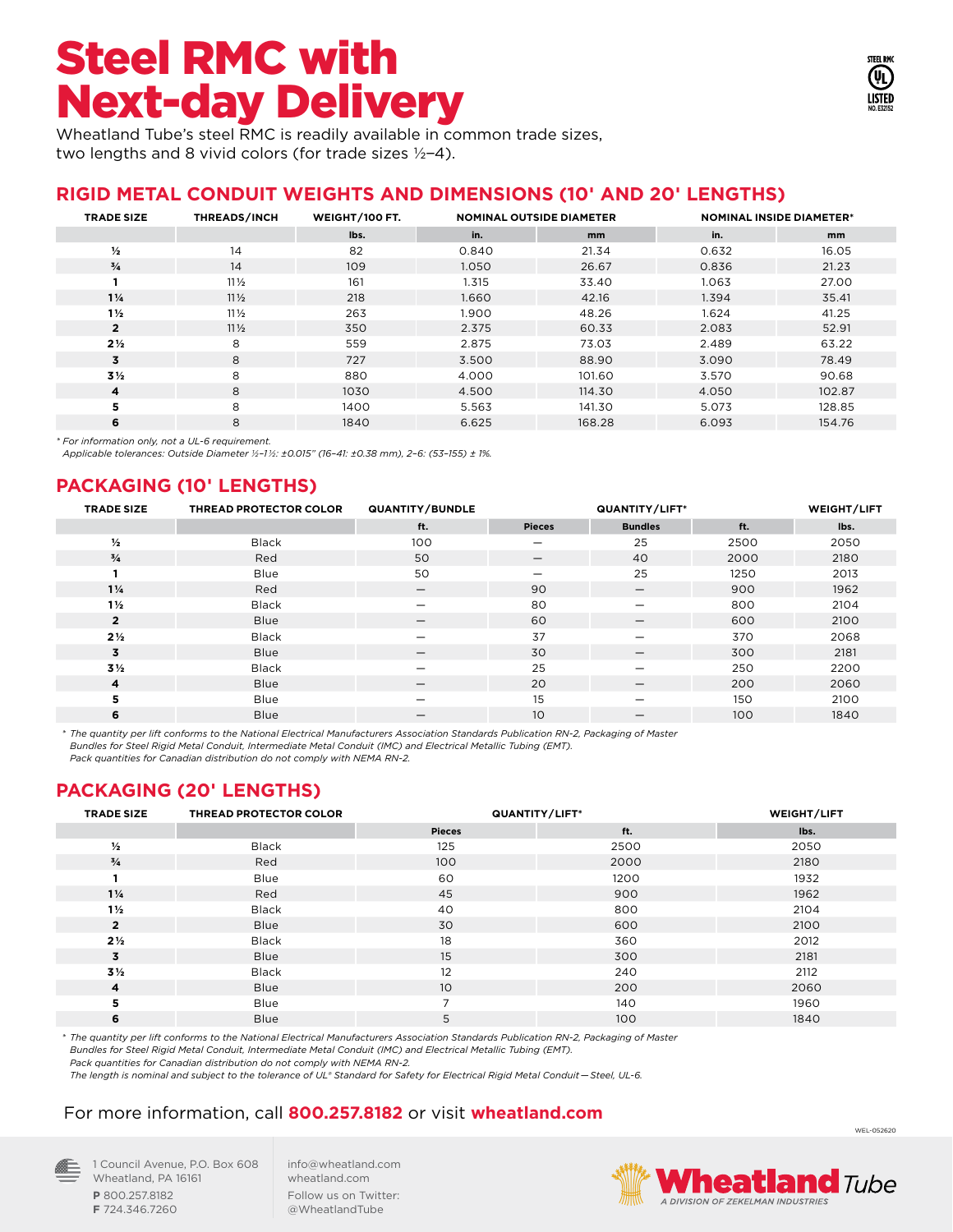# Steel RMC with Next-day Delivery

STEEL RMC
UL LISTED
NO. E32152

Wheatland Tube's steel RMC is readily available in common trade sizes, two lengths and 8 vivid colors (for trade sizes ½–4).

## RIGID METAL CONDUIT WEIGHTS AND DIMENSIONS (10' AND 20' LENGTHS)

| TRADE SIZE | THREADS/INCH | WEIGHT/100 FT. | NOMINAL OUTSIDE DIAMETER | | NOMINAL INSIDE DIAMETER* | |
|---|---|---|---|---|---|---|
| | | lbs. | in. | mm | in. | mm |
| **½** | 14 | 82 | 0.840 | 21.34 | 0.632 | 16.05 |
| **¾** | 14 | 109 | 1.050 | 26.67 | 0.836 | 21.23 |
| **1** | 11½ | 161 | 1.315 | 33.40 | 1.063 | 27.00 |
| **1¼** | 11½ | 218 | 1.660 | 42.16 | 1.394 | 35.41 |
| **1½** | 11½ | 263 | 1.900 | 48.26 | 1.624 | 41.25 |
| **2** | 11½ | 350 | 2.375 | 60.33 | 2.083 | 52.91 |
| **2½** | 8 | 559 | 2.875 | 73.03 | 2.489 | 63.22 |
| **3** | 8 | 727 | 3.500 | 88.90 | 3.090 | 78.49 |
| **3½** | 8 | 880 | 4.000 | 101.60 | 3.570 | 90.68 |
| **4** | 8 | 1030 | 4.500 | 114.30 | 4.050 | 102.87 |
| **5** | 8 | 1400 | 5.563 | 141.30 | 5.073 | 128.85 |
| **6** | 8 | 1840 | 6.625 | 168.28 | 6.093 | 154.76 |

*\* For information only, not a UL-6 requirement.*
*Applicable tolerances: Outside Diameter ½–1½: ±0.015" (16–41: ±0.38 mm), 2–6: (53–155) ± 1%.*

## PACKAGING (10' LENGTHS)

| TRADE SIZE | THREAD PROTECTOR COLOR | QUANTITY/BUNDLE | QUANTITY/LIFT* | | | WEIGHT/LIFT |
|---|---|---|---|---|---|---|
| | | ft. | Pieces | Bundles | ft. | lbs. |
| **½** | Black | 100 | — | 25 | 2500 | 2050 |
| **¾** | Red | 50 | — | 40 | 2000 | 2180 |
| **1** | Blue | 50 | — | 25 | 1250 | 2013 |
| **1¼** | Red | — | 90 | — | 900 | 1962 |
| **1½** | Black | — | 80 | — | 800 | 2104 |
| **2** | Blue | — | 60 | — | 600 | 2100 |
| **2½** | Black | — | 37 | — | 370 | 2068 |
| **3** | Blue | — | 30 | — | 300 | 2181 |
| **3½** | Black | — | 25 | — | 250 | 2200 |
| **4** | Blue | — | 20 | — | 200 | 2060 |
| **5** | Blue | — | 15 | — | 150 | 2100 |
| **6** | Blue | — | 10 | — | 100 | 1840 |

*\* The quantity per lift conforms to the National Electrical Manufacturers Association Standards Publication RN-2, Packaging of Master Bundles for Steel Rigid Metal Conduit, Intermediate Metal Conduit (IMC) and Electrical Metallic Tubing (EMT).*
*Pack quantities for Canadian distribution do not comply with NEMA RN-2.*

## PACKAGING (20' LENGTHS)

| TRADE SIZE | THREAD PROTECTOR COLOR | QUANTITY/LIFT* | | WEIGHT/LIFT |
|---|---|---|---|---|
| | | Pieces | ft. | lbs. |
| **½** | Black | 125 | 2500 | 2050 |
| **¾** | Red | 100 | 2000 | 2180 |
| **1** | Blue | 60 | 1200 | 1932 |
| **1¼** | Red | 45 | 900 | 1962 |
| **1½** | Black | 40 | 800 | 2104 |
| **2** | Blue | 30 | 600 | 2100 |
| **2½** | Black | 18 | 360 | 2012 |
| **3** | Blue | 15 | 300 | 2181 |
| **3½** | Black | 12 | 240 | 2112 |
| **4** | Blue | 10 | 200 | 2060 |
| **5** | Blue | 7 | 140 | 1960 |
| **6** | Blue | 5 | 100 | 1840 |

*\* The quantity per lift conforms to the National Electrical Manufacturers Association Standards Publication RN-2, Packaging of Master Bundles for Steel Rigid Metal Conduit, Intermediate Metal Conduit (IMC) and Electrical Metallic Tubing (EMT).*
*Pack quantities for Canadian distribution do not comply with NEMA RN-2.*
*The length is nominal and subject to the tolerance of UL® Standard for Safety for Electrical Rigid Metal Conduit—Steel, UL-6.*

For more information, call **800.257.8182** or visit **wheatland.com**

WEL-052620

1 Council Avenue, P.O. Box 608
Wheatland, PA 16161
**P** 800.257.8182
**F** 724.346.7260

info@wheatland.com
wheatland.com
Follow us on Twitter:
@WheatlandTube

**Wheatland** Tube
A DIVISION OF ZEKELMAN INDUSTRIES